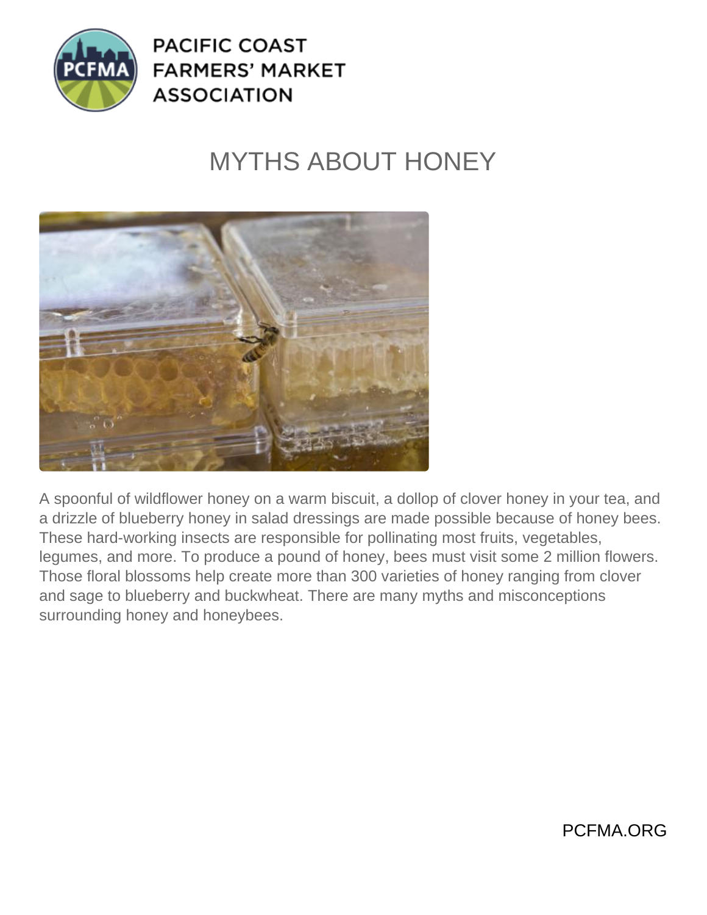PACIFIC COAST FARMERS' MARKET ASSOCIATION

# MYTHS ABOUT HONEY

A spoonful of wildflower honey on a warm biscuit, a dollop of clover honey in your tea, and a drizzle of blueberry honey in salad dressings are made possible because of honey bees. These hard-working insects are responsible for pollinating most fruits, vegetables, legumes, and more. To produce a pound of honey, bees must visit some 2 million flowers. Those floral blossoms help create more than 300 varieties of honey ranging from clover and sage to blueberry and buckwheat. There are many myths and misconceptions surrounding honey and honeybees.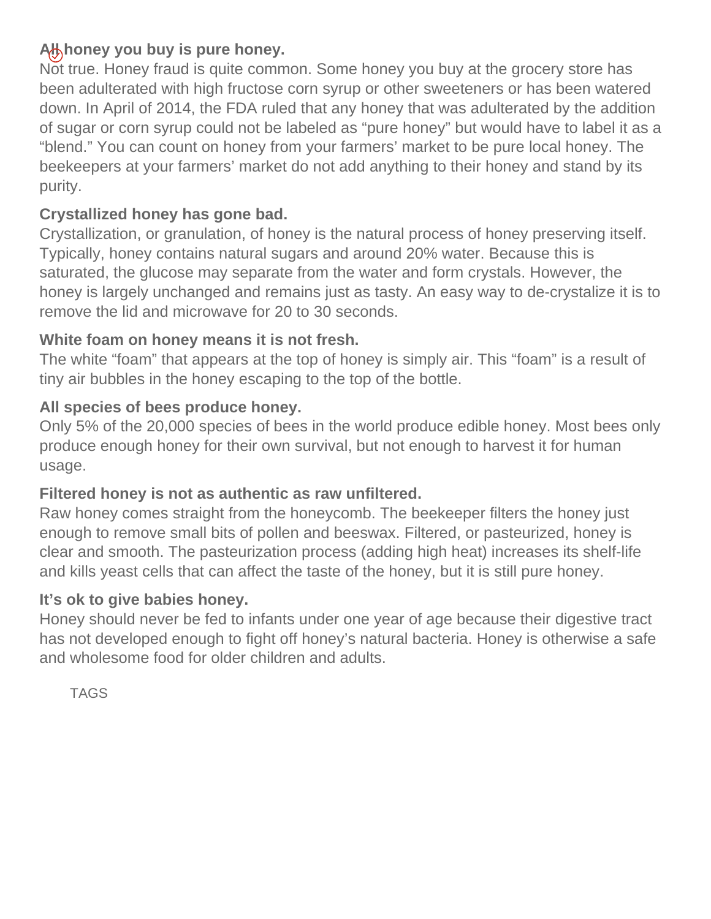**All honey you buy is pure honey.**
Not true. Honey fraud is quite common. Some honey you buy at the grocery store has been adulterated with high fructose corn syrup or other sweeteners or has been watered down. In April of 2014, the FDA ruled that any honey that was adulterated by the addition of sugar or corn syrup could not be labeled as “pure honey” but would have to label it as a “blend.” You can count on honey from your farmers’ market to be pure local honey. The beekeepers at your farmers’ market do not add anything to their honey and stand by its purity.

**Crystallized honey has gone bad.**
Crystallization, or granulation, of honey is the natural process of honey preserving itself. Typically, honey contains natural sugars and around 20% water. Because this is saturated, the glucose may separate from the water and form crystals. However, the honey is largely unchanged and remains just as tasty. An easy way to de-crystalize it is to remove the lid and microwave for 20 to 30 seconds.

**White foam on honey means it is not fresh.**
The white “foam” that appears at the top of honey is simply air. This “foam” is a result of tiny air bubbles in the honey escaping to the top of the bottle.

**All species of bees produce honey.**
Only 5% of the 20,000 species of bees in the world produce edible honey. Most bees only produce enough honey for their own survival, but not enough to harvest it for human usage.

**Filtered honey is not as authentic as raw unfiltered.**
Raw honey comes straight from the honeycomb. The beekeeper filters the honey just enough to remove small bits of pollen and beeswax. Filtered, or pasteurized, honey is clear and smooth. The pasteurization process (adding high heat) increases its shelf-life and kills yeast cells that can affect the taste of the honey, but it is still pure honey.

**It’s ok to give babies honey.**
Honey should never be fed to infants under one year of age because their digestive tract has not developed enough to fight off honey’s natural bacteria. Honey is otherwise a safe and wholesome food for older children and adults.

TAGS